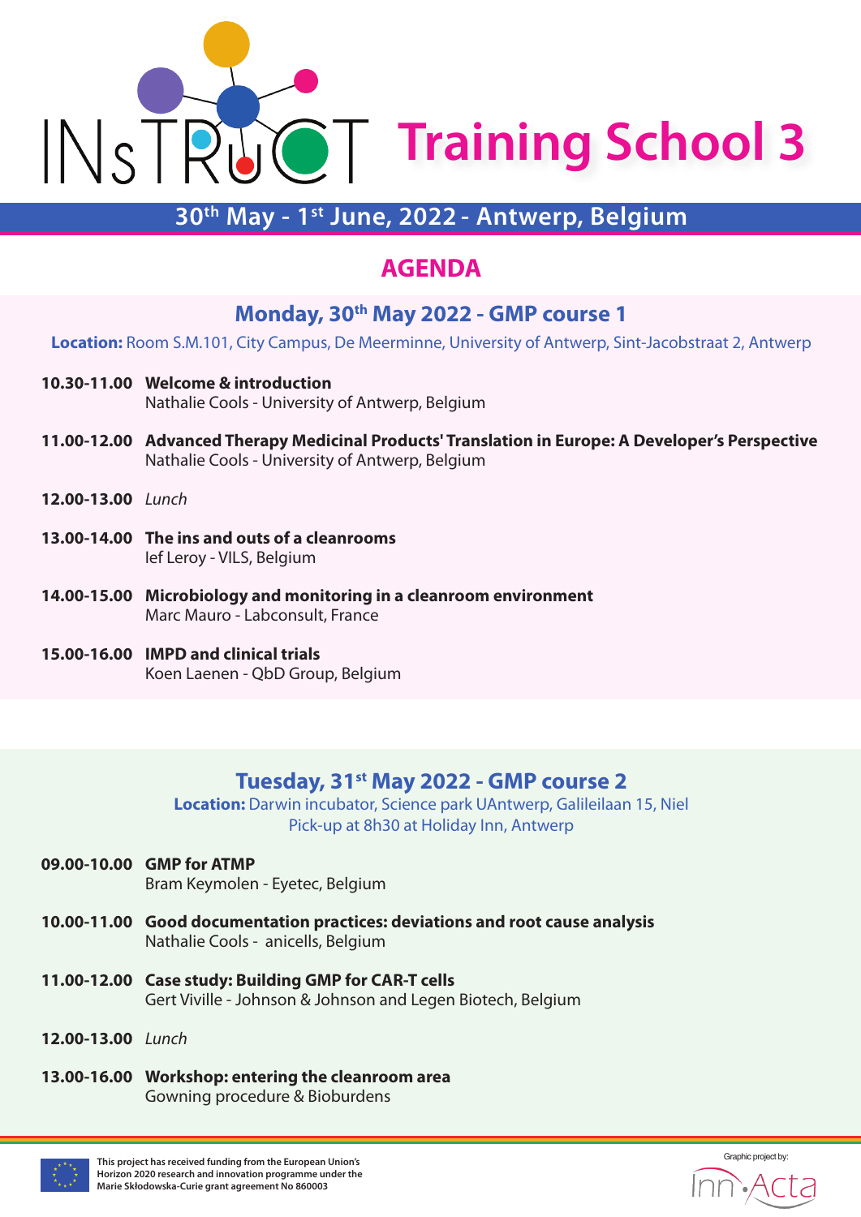# INsTRuCT Training School 3

**30th May - 1st June, 2022 - Antwerp, Belgium**

## AGENDA

### Monday, 30th May 2022 - GMP course 1

**Location:** Room S.M.101, City Campus, De Meerminne, University of Antwerp, Sint-Jacobstraat 2, Antwerp

**10.30-11.00** **Welcome & introduction**
Nathalie Cools - University of Antwerp, Belgium

**11.00-12.00** **Advanced Therapy Medicinal Products' Translation in Europe: A Developer's Perspective**
Nathalie Cools - University of Antwerp, Belgium

**12.00-13.00** *Lunch*

**13.00-14.00** **The ins and outs of a cleanrooms**
Ief Leroy - VILS, Belgium

**14.00-15.00** **Microbiology and monitoring in a cleanroom environment**
Marc Mauro - Labconsult, France

**15.00-16.00** **IMPD and clinical trials**
Koen Laenen - QbD Group, Belgium

### Tuesday, 31st May 2022 - GMP course 2

**Location:** Darwin incubator, Science park UAntwerp, Galileilaan 15, Niel
Pick-up at 8h30 at Holiday Inn, Antwerp

**09.00-10.00** **GMP for ATMP**
Bram Keymolen - Eyetec, Belgium

**10.00-11.00** **Good documentation practices: deviations and root cause analysis**
Nathalie Cools - anicells, Belgium

**11.00-12.00** **Case study: Building GMP for CAR-T cells**
Gert Viville - Johnson & Johnson and Legen Biotech, Belgium

**12.00-13.00** *Lunch*

**13.00-16.00** **Workshop: entering the cleanroom area**
Gowning procedure & Bioburdens

This project has received funding from the European Union's Horizon 2020 research and innovation programme under the Marie Skłodowska-Curie grant agreement No 860003

Graphic project by: Inn·Acta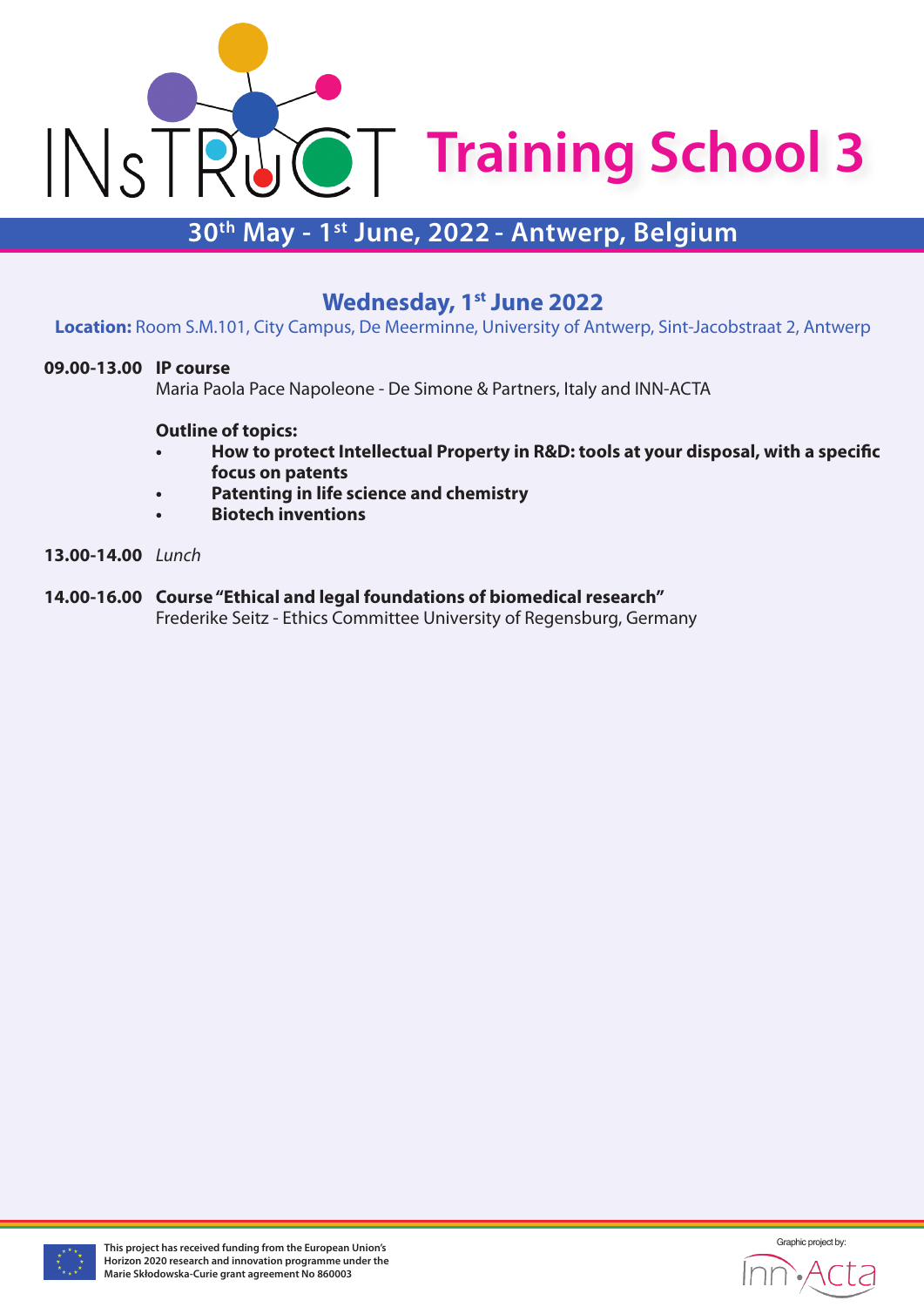# INsTRuCT Training School 3

## 30th May - 1st June, 2022 - Antwerp, Belgium

### Wednesday, 1st June 2022

**Location:** Room S.M.101, City Campus, De Meerminne, University of Antwerp, Sint-Jacobstraat 2, Antwerp

**09.00-13.00** **IP course**
Maria Paola Pace Napoleone - De Simone & Partners, Italy and INN-ACTA

**Outline of topics:**

- **How to protect Intellectual Property in R&D: tools at your disposal, with a specific focus on patents**
- **Patenting in life science and chemistry**
- **Biotech inventions**

**13.00-14.00** *Lunch*

**14.00-16.00** **Course "Ethical and legal foundations of biomedical research"**
Frederike Seitz - Ethics Committee University of Regensburg, Germany

This project has received funding from the European Union's Horizon 2020 research and innovation programme under the Marie Skłodowska-Curie grant agreement No 860003

Graphic project by: Inn·Acta